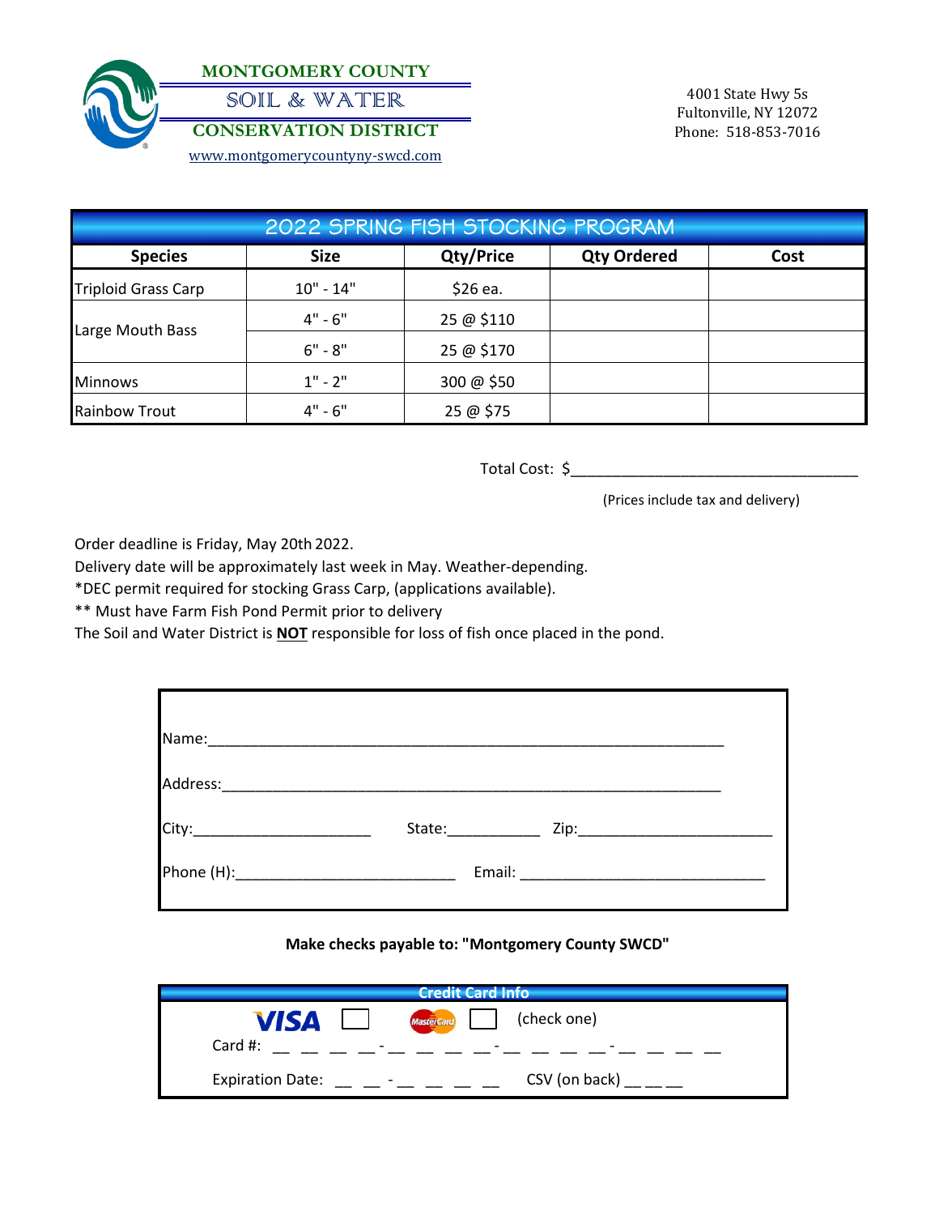# MONTGOMERY COUNTY SOIL & WATER CONSERVATION DISTRICT

www.montgomerycountyny-swcd.com

4001 State Hwy 5s
Fultonville, NY 12072
Phone: 518-853-7016

## 2022 SPRING FISH STOCKING PROGRAM

| Species | Size | Qty/Price | Qty Ordered | Cost |
|---|---|---|---|---|
| Triploid Grass Carp | 10" - 14" | $26 ea. | | |
| Large Mouth Bass | 4" - 6" | 25 @ $110 | | |
| | 6" - 8" | 25 @ $170 | | |
| Minnows | 1" - 2" | 300 @ $50 | | |
| Rainbow Trout | 4" - 6" | 25 @ $75 | | |

Total Cost: $___________________________________

(Prices include tax and delivery)

Order deadline is Friday, May 20th 2022.
Delivery date will be approximately last week in May. Weather-depending.
*DEC permit required for stocking Grass Carp, (applications available).
** Must have Farm Fish Pond Permit prior to delivery
The Soil and Water District is **NOT** responsible for loss of fish once placed in the pond.

Name:_____________________________________________________________

Address:___________________________________________________________

City:_____________________ State:___________ Zip:_______________________

Phone (H):__________________________ Email: _____________________________

**Make checks payable to: "Montgomery County SWCD"**

**Credit Card Info**

VISA ☐ MasterCard ☐ (check one)

Card #: __ __ __ __ - __ __ __ __ - __ __ __ __ - __ __ __ __

Expiration Date: __ __ - __ __ __ __ CSV (on back) __ __ __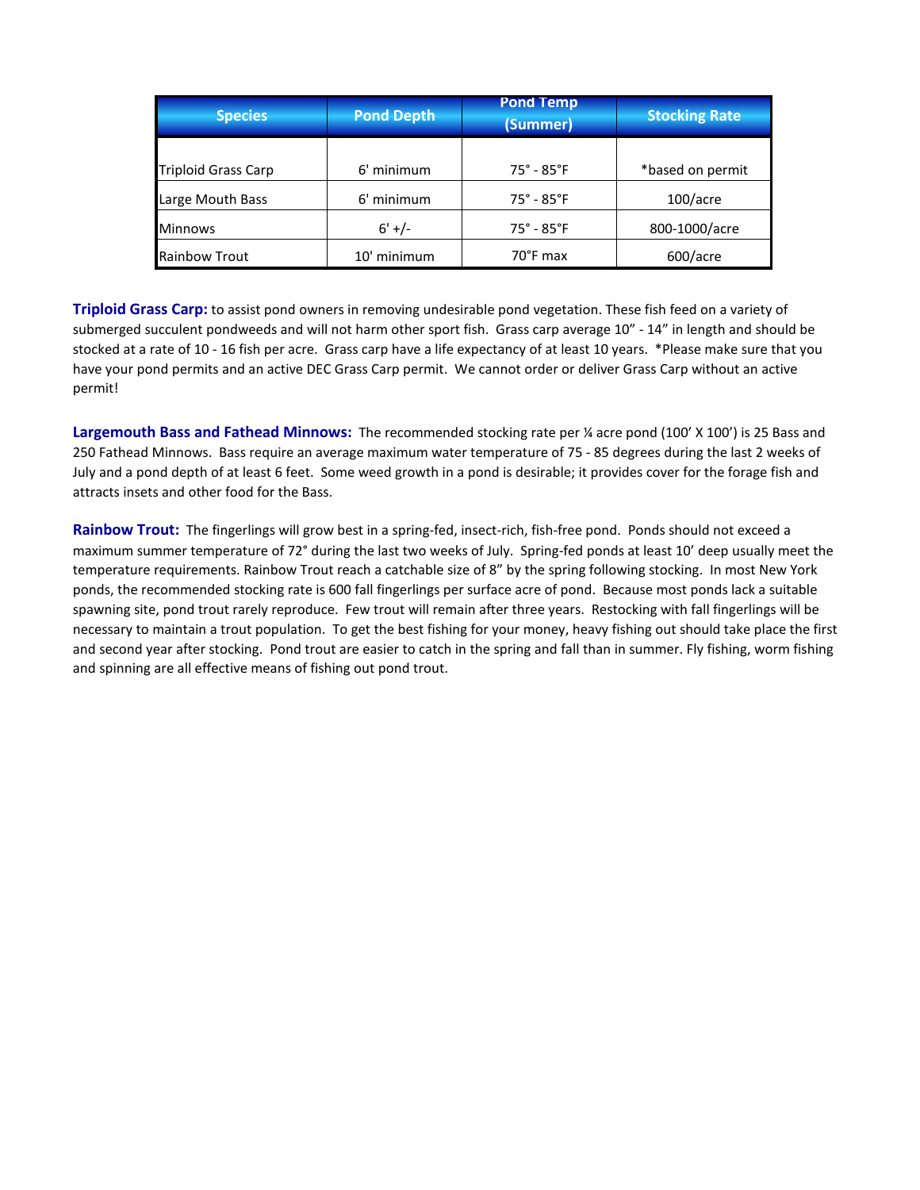| Species | Pond Depth | Pond Temp (Summer) | Stocking Rate |
| --- | --- | --- | --- |
| Triploid Grass Carp | 6' minimum | 75° - 85°F | *based on permit |
| Large Mouth Bass | 6' minimum | 75° - 85°F | 100/acre |
| Minnows | 6' +/- | 75° - 85°F | 800-1000/acre |
| Rainbow Trout | 10' minimum | 70°F max | 600/acre |

**Triploid Grass Carp:** to assist pond owners in removing undesirable pond vegetation. These fish feed on a variety of submerged succulent pondweeds and will not harm other sport fish. Grass carp average 10" - 14" in length and should be stocked at a rate of 10 - 16 fish per acre. Grass carp have a life expectancy of at least 10 years. *Please make sure that you have your pond permits and an active DEC Grass Carp permit. We cannot order or deliver Grass Carp without an active permit!

**Largemouth Bass and Fathead Minnows:** The recommended stocking rate per ¼ acre pond (100' X 100') is 25 Bass and 250 Fathead Minnows. Bass require an average maximum water temperature of 75 - 85 degrees during the last 2 weeks of July and a pond depth of at least 6 feet. Some weed growth in a pond is desirable; it provides cover for the forage fish and attracts insets and other food for the Bass.

**Rainbow Trout:** The fingerlings will grow best in a spring-fed, insect-rich, fish-free pond. Ponds should not exceed a maximum summer temperature of 72° during the last two weeks of July. Spring-fed ponds at least 10' deep usually meet the temperature requirements. Rainbow Trout reach a catchable size of 8" by the spring following stocking. In most New York ponds, the recommended stocking rate is 600 fall fingerlings per surface acre of pond. Because most ponds lack a suitable spawning site, pond trout rarely reproduce. Few trout will remain after three years. Restocking with fall fingerlings will be necessary to maintain a trout population. To get the best fishing for your money, heavy fishing out should take place the first and second year after stocking. Pond trout are easier to catch in the spring and fall than in summer. Fly fishing, worm fishing and spinning are all effective means of fishing out pond trout.